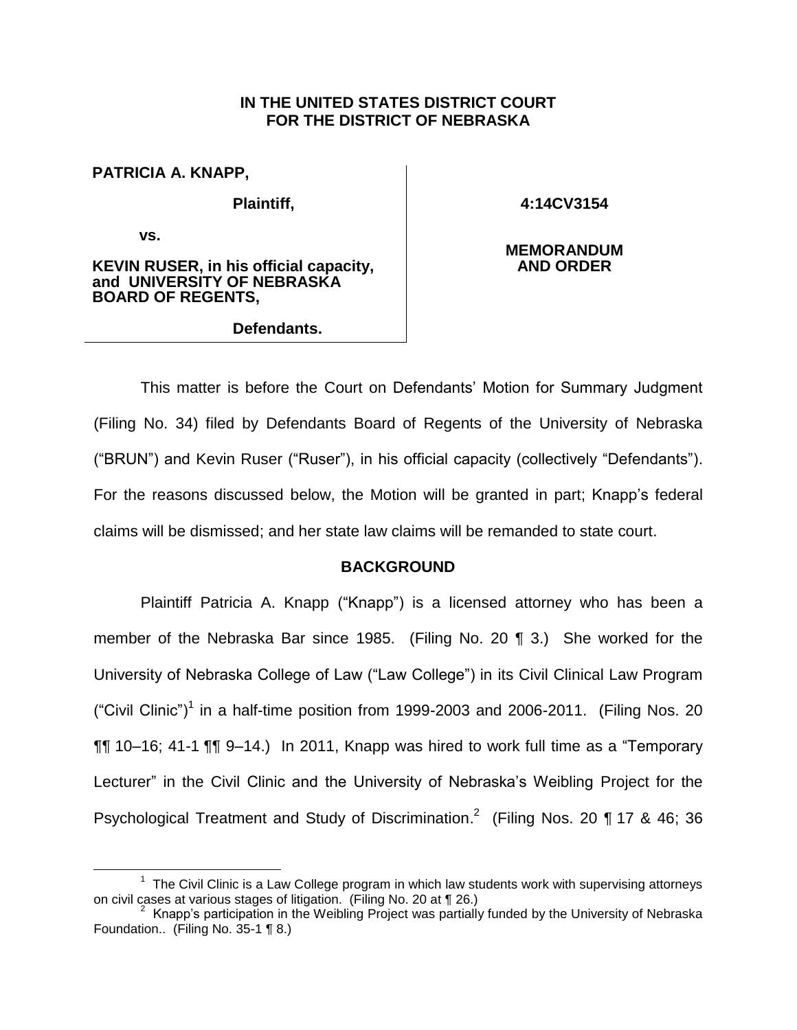**IN THE UNITED STATES DISTRICT COURT**
**FOR THE DISTRICT OF NEBRASKA**

**PATRICIA A. KNAPP,**

**Plaintiff,**

**vs.**

**KEVIN RUSER, in his official capacity, and UNIVERSITY OF NEBRASKA BOARD OF REGENTS,**

**Defendants.**

**4:14CV3154**

**MEMORANDUM AND ORDER**

This matter is before the Court on Defendants' Motion for Summary Judgment (Filing No. 34) filed by Defendants Board of Regents of the University of Nebraska ("BRUN") and Kevin Ruser ("Ruser"), in his official capacity (collectively "Defendants"). For the reasons discussed below, the Motion will be granted in part; Knapp's federal claims will be dismissed; and her state law claims will be remanded to state court.

## BACKGROUND

Plaintiff Patricia A. Knapp ("Knapp") is a licensed attorney who has been a member of the Nebraska Bar since 1985. (Filing No. 20 ¶ 3.) She worked for the University of Nebraska College of Law ("Law College") in its Civil Clinical Law Program ("Civil Clinic")[1] in a half-time position from 1999-2003 and 2006-2011. (Filing Nos. 20 ¶¶ 10–16; 41-1 ¶¶ 9–14.) In 2011, Knapp was hired to work full time as a "Temporary Lecturer" in the Civil Clinic and the University of Nebraska's Weibling Project for the Psychological Treatment and Study of Discrimination.[2] (Filing Nos. 20 ¶ 17 & 46; 36

[1] The Civil Clinic is a Law College program in which law students work with supervising attorneys on civil cases at various stages of litigation. (Filing No. 20 at ¶ 26.)

[2] Knapp's participation in the Weibling Project was partially funded by the University of Nebraska Foundation.. (Filing No. 35-1 ¶ 8.)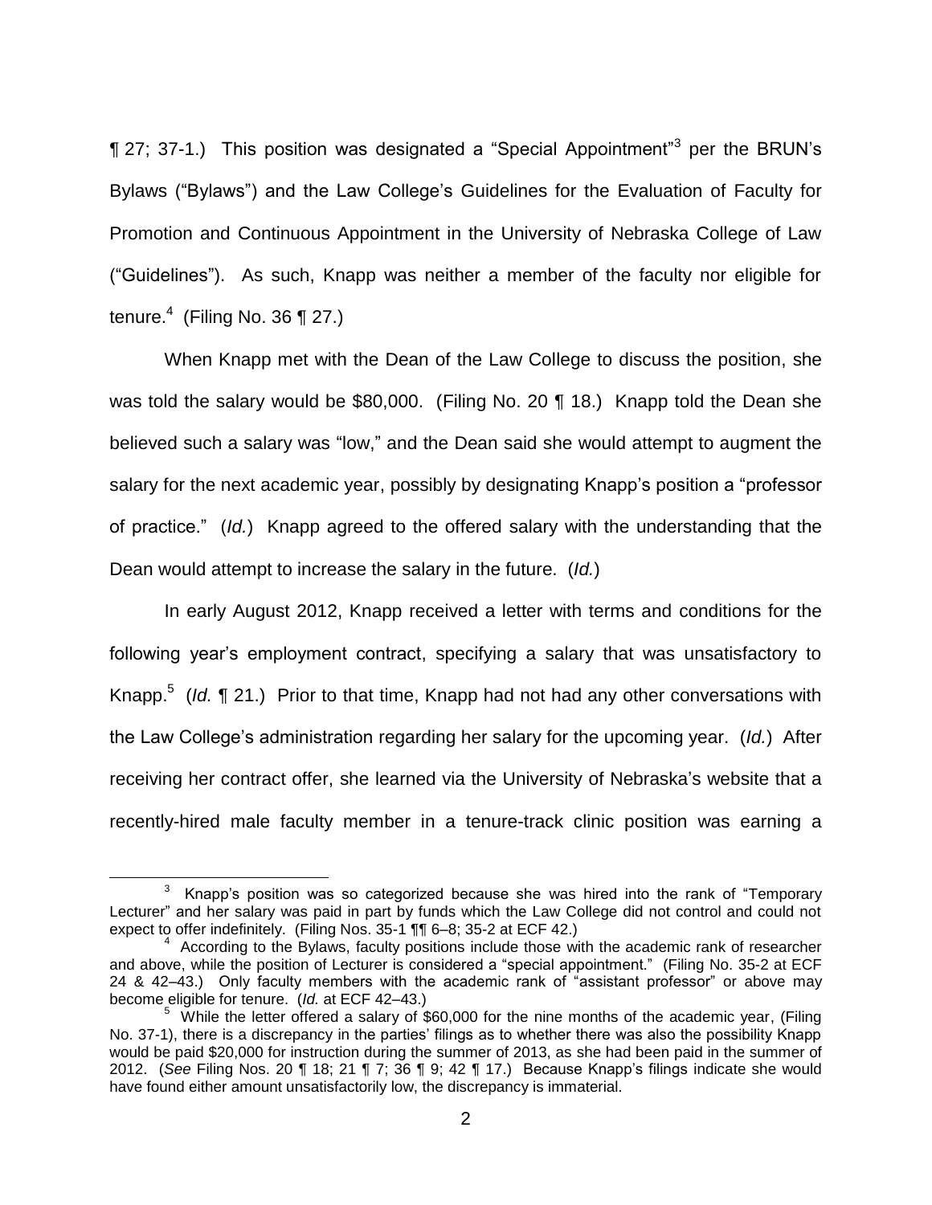¶ 27; 37-1.) This position was designated a "Special Appointment"[3] per the BRUN's Bylaws ("Bylaws") and the Law College's Guidelines for the Evaluation of Faculty for Promotion and Continuous Appointment in the University of Nebraska College of Law ("Guidelines"). As such, Knapp was neither a member of the faculty nor eligible for tenure.[4] (Filing No. 36 ¶ 27.)

When Knapp met with the Dean of the Law College to discuss the position, she was told the salary would be $80,000. (Filing No. 20 ¶ 18.) Knapp told the Dean she believed such a salary was "low," and the Dean said she would attempt to augment the salary for the next academic year, possibly by designating Knapp's position a "professor of practice." (*Id.*) Knapp agreed to the offered salary with the understanding that the Dean would attempt to increase the salary in the future. (*Id.*)

In early August 2012, Knapp received a letter with terms and conditions for the following year's employment contract, specifying a salary that was unsatisfactory to Knapp.[5] (*Id.* ¶ 21.) Prior to that time, Knapp had not had any other conversations with the Law College's administration regarding her salary for the upcoming year. (*Id.*) After receiving her contract offer, she learned via the University of Nebraska's website that a recently-hired male faculty member in a tenure-track clinic position was earning a

---

[3] Knapp's position was so categorized because she was hired into the rank of "Temporary Lecturer" and her salary was paid in part by funds which the Law College did not control and could not expect to offer indefinitely. (Filing Nos. 35-1 ¶¶ 6–8; 35-2 at ECF 42.)

[4] According to the Bylaws, faculty positions include those with the academic rank of researcher and above, while the position of Lecturer is considered a "special appointment." (Filing No. 35-2 at ECF 24 & 42–43.) Only faculty members with the academic rank of "assistant professor" or above may become eligible for tenure. (*Id.* at ECF 42–43.)

[5] While the letter offered a salary of $60,000 for the nine months of the academic year, (Filing No. 37-1), there is a discrepancy in the parties' filings as to whether there was also the possibility Knapp would be paid $20,000 for instruction during the summer of 2013, as she had been paid in the summer of 2012. (*See* Filing Nos. 20 ¶ 18; 21 ¶ 7; 36 ¶ 9; 42 ¶ 17.) Because Knapp's filings indicate she would have found either amount unsatisfactorily low, the discrepancy is immaterial.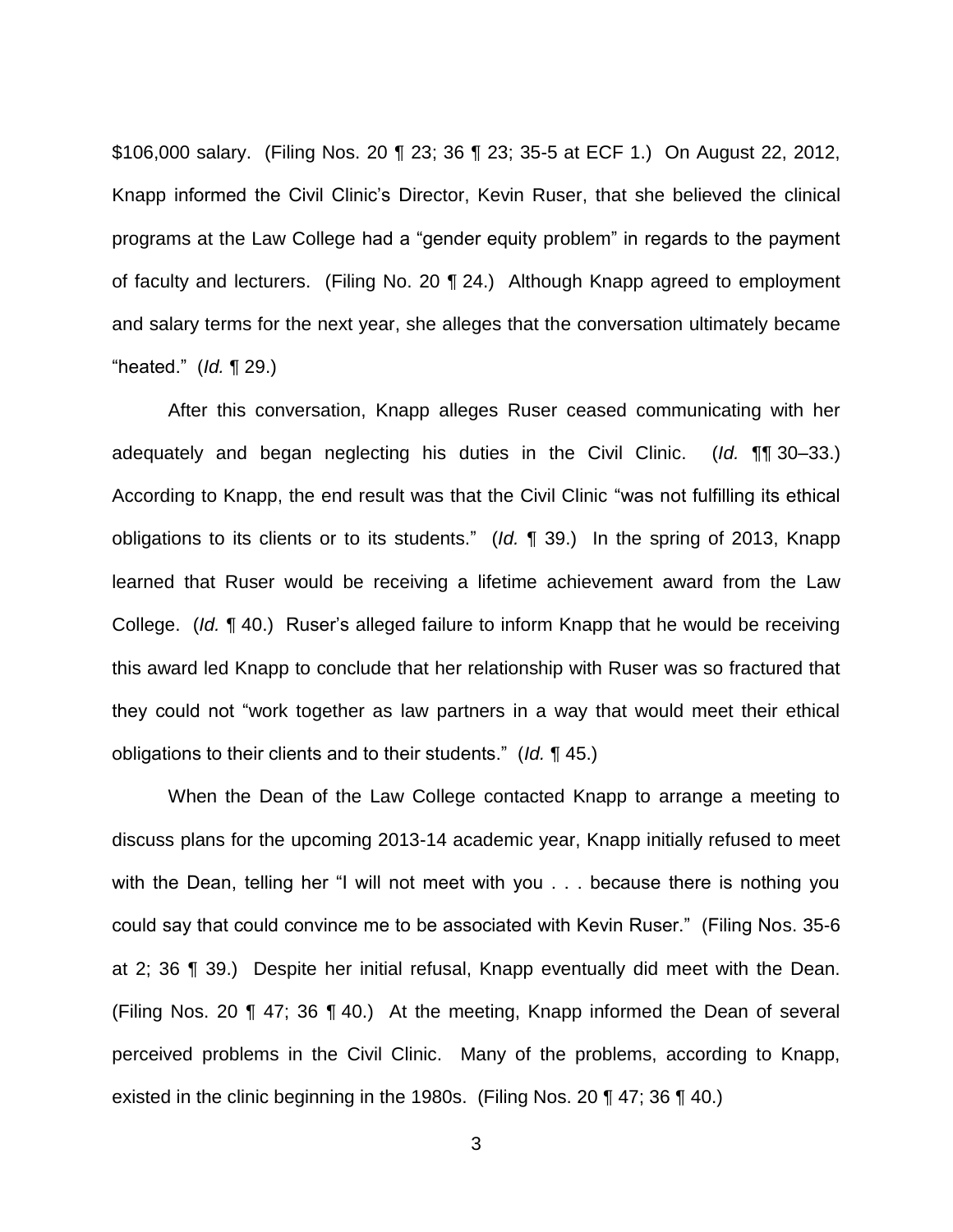$106,000 salary. (Filing Nos. 20 ¶ 23; 36 ¶ 23; 35-5 at ECF 1.) On August 22, 2012, Knapp informed the Civil Clinic's Director, Kevin Ruser, that she believed the clinical programs at the Law College had a "gender equity problem" in regards to the payment of faculty and lecturers. (Filing No. 20 ¶ 24.) Although Knapp agreed to employment and salary terms for the next year, she alleges that the conversation ultimately became "heated." (*Id.* ¶ 29.)

After this conversation, Knapp alleges Ruser ceased communicating with her adequately and began neglecting his duties in the Civil Clinic. (*Id.* ¶¶ 30–33.) According to Knapp, the end result was that the Civil Clinic "was not fulfilling its ethical obligations to its clients or to its students." (*Id.* ¶ 39.) In the spring of 2013, Knapp learned that Ruser would be receiving a lifetime achievement award from the Law College. (*Id.* ¶ 40.) Ruser's alleged failure to inform Knapp that he would be receiving this award led Knapp to conclude that her relationship with Ruser was so fractured that they could not "work together as law partners in a way that would meet their ethical obligations to their clients and to their students." (*Id.* ¶ 45.)

When the Dean of the Law College contacted Knapp to arrange a meeting to discuss plans for the upcoming 2013-14 academic year, Knapp initially refused to meet with the Dean, telling her "I will not meet with you . . . because there is nothing you could say that could convince me to be associated with Kevin Ruser." (Filing Nos. 35-6 at 2; 36 ¶ 39.) Despite her initial refusal, Knapp eventually did meet with the Dean. (Filing Nos. 20 ¶ 47; 36 ¶ 40.) At the meeting, Knapp informed the Dean of several perceived problems in the Civil Clinic. Many of the problems, according to Knapp, existed in the clinic beginning in the 1980s. (Filing Nos. 20 ¶ 47; 36 ¶ 40.)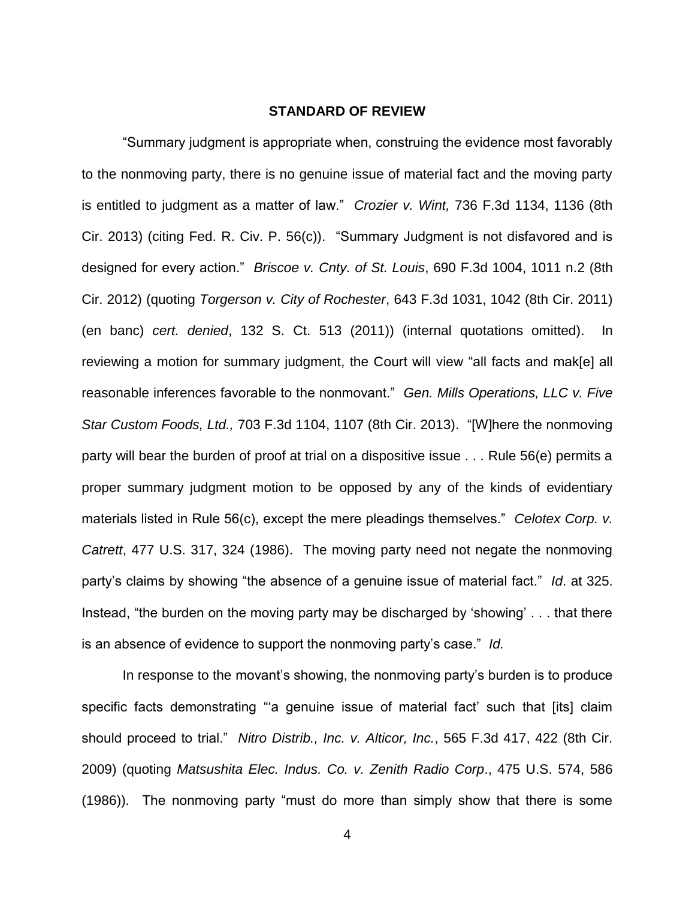## STANDARD OF REVIEW

"Summary judgment is appropriate when, construing the evidence most favorably to the nonmoving party, there is no genuine issue of material fact and the moving party is entitled to judgment as a matter of law." *Crozier v. Wint,* 736 F.3d 1134, 1136 (8th Cir. 2013) (citing Fed. R. Civ. P. 56(c)). "Summary Judgment is not disfavored and is designed for every action." *Briscoe v. Cnty. of St. Louis*, 690 F.3d 1004, 1011 n.2 (8th Cir. 2012) (quoting *Torgerson v. City of Rochester*, 643 F.3d 1031, 1042 (8th Cir. 2011) (en banc) *cert. denied*, 132 S. Ct. 513 (2011)) (internal quotations omitted). In reviewing a motion for summary judgment, the Court will view "all facts and mak[e] all reasonable inferences favorable to the nonmovant." *Gen. Mills Operations, LLC v. Five Star Custom Foods, Ltd.,* 703 F.3d 1104, 1107 (8th Cir. 2013). "[W]here the nonmoving party will bear the burden of proof at trial on a dispositive issue . . . Rule 56(e) permits a proper summary judgment motion to be opposed by any of the kinds of evidentiary materials listed in Rule 56(c), except the mere pleadings themselves." *Celotex Corp. v. Catrett*, 477 U.S. 317, 324 (1986). The moving party need not negate the nonmoving party's claims by showing "the absence of a genuine issue of material fact." *Id*. at 325. Instead, "the burden on the moving party may be discharged by 'showing' . . . that there is an absence of evidence to support the nonmoving party's case." *Id.*

In response to the movant's showing, the nonmoving party's burden is to produce specific facts demonstrating "'a genuine issue of material fact' such that [its] claim should proceed to trial." *Nitro Distrib., Inc. v. Alticor, Inc.*, 565 F.3d 417, 422 (8th Cir. 2009) (quoting *Matsushita Elec. Indus. Co. v. Zenith Radio Corp*., 475 U.S. 574, 586 (1986)). The nonmoving party "must do more than simply show that there is some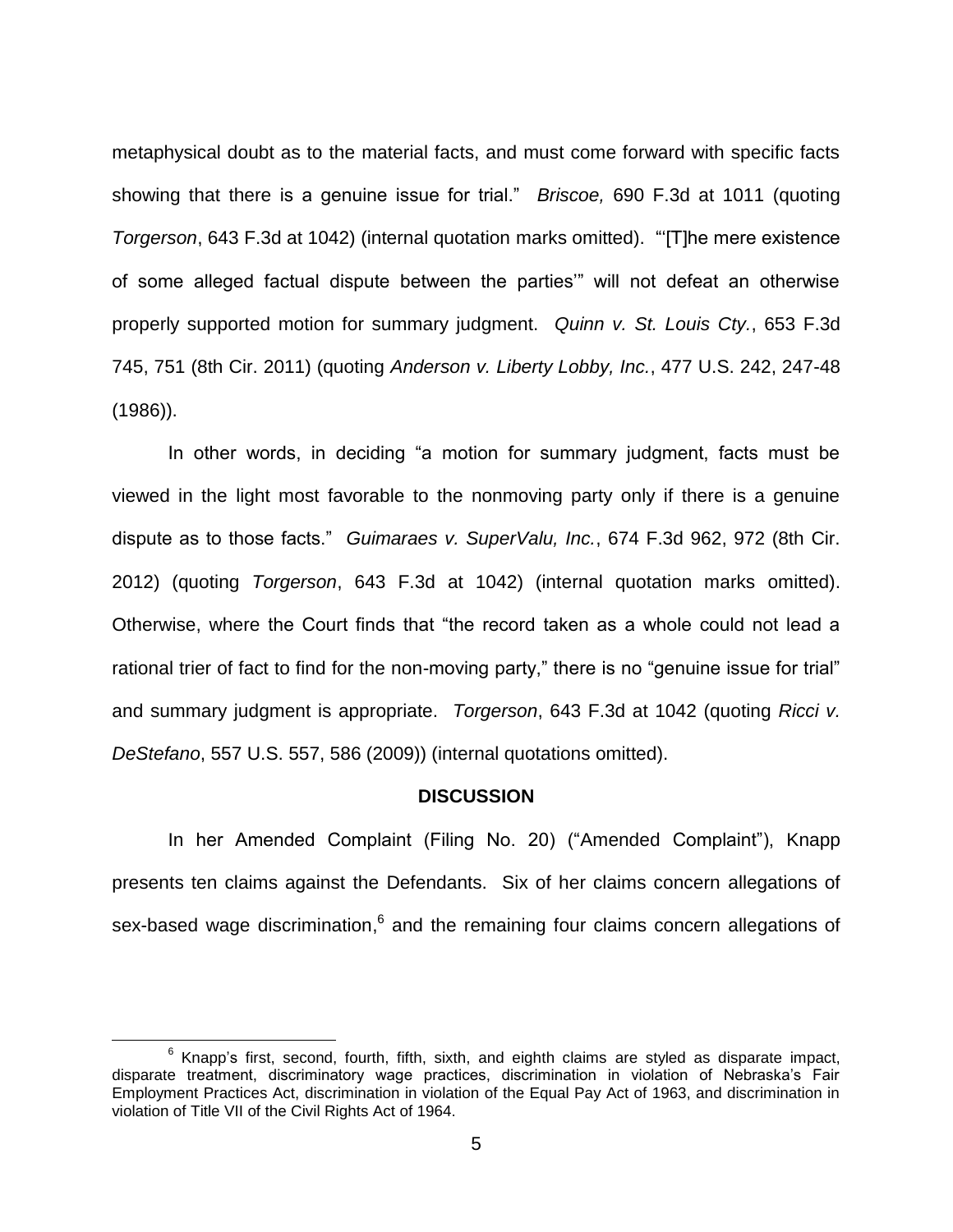metaphysical doubt as to the material facts, and must come forward with specific facts showing that there is a genuine issue for trial." *Briscoe,* 690 F.3d at 1011 (quoting *Torgerson*, 643 F.3d at 1042) (internal quotation marks omitted). "'[T]he mere existence of some alleged factual dispute between the parties'" will not defeat an otherwise properly supported motion for summary judgment. *Quinn v. St. Louis Cty.*, 653 F.3d 745, 751 (8th Cir. 2011) (quoting *Anderson v. Liberty Lobby, Inc.*, 477 U.S. 242, 247-48 (1986)).

In other words, in deciding "a motion for summary judgment, facts must be viewed in the light most favorable to the nonmoving party only if there is a genuine dispute as to those facts." *Guimaraes v. SuperValu, Inc.*, 674 F.3d 962, 972 (8th Cir. 2012) (quoting *Torgerson*, 643 F.3d at 1042) (internal quotation marks omitted). Otherwise, where the Court finds that "the record taken as a whole could not lead a rational trier of fact to find for the non-moving party," there is no "genuine issue for trial" and summary judgment is appropriate. *Torgerson*, 643 F.3d at 1042 (quoting *Ricci v. DeStefano*, 557 U.S. 557, 586 (2009)) (internal quotations omitted).

## DISCUSSION

In her Amended Complaint (Filing No. 20) ("Amended Complaint"), Knapp presents ten claims against the Defendants. Six of her claims concern allegations of sex-based wage discrimination,[6] and the remaining four claims concern allegations of

[6] Knapp's first, second, fourth, fifth, sixth, and eighth claims are styled as disparate impact, disparate treatment, discriminatory wage practices, discrimination in violation of Nebraska's Fair Employment Practices Act, discrimination in violation of the Equal Pay Act of 1963, and discrimination in violation of Title VII of the Civil Rights Act of 1964.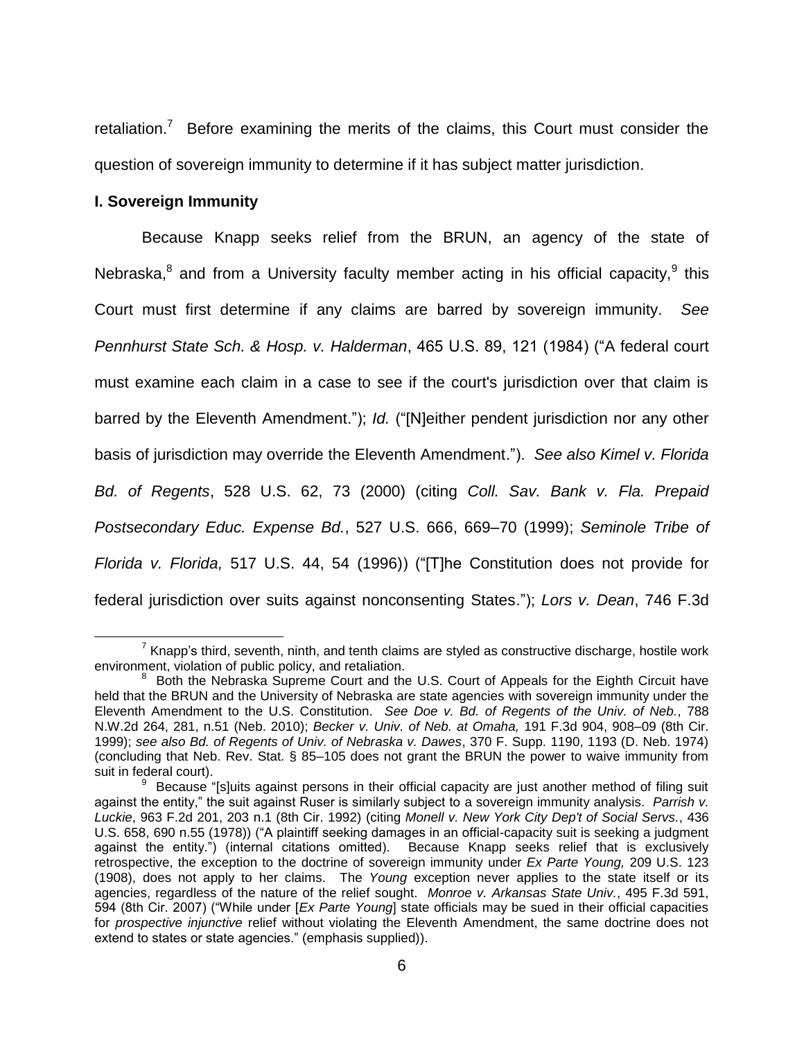retaliation.[7] Before examining the merits of the claims, this Court must consider the question of sovereign immunity to determine if it has subject matter jurisdiction.

**I. Sovereign Immunity**

Because Knapp seeks relief from the BRUN, an agency of the state of Nebraska,[8] and from a University faculty member acting in his official capacity,[9] this Court must first determine if any claims are barred by sovereign immunity. *See Pennhurst State Sch. & Hosp. v. Halderman*, 465 U.S. 89, 121 (1984) ("A federal court must examine each claim in a case to see if the court's jurisdiction over that claim is barred by the Eleventh Amendment."); *Id.* ("[N]either pendent jurisdiction nor any other basis of jurisdiction may override the Eleventh Amendment."). *See also Kimel v. Florida Bd. of Regents*, 528 U.S. 62, 73 (2000) (citing *Coll. Sav. Bank v. Fla. Prepaid Postsecondary Educ. Expense Bd.*, 527 U.S. 666, 669–70 (1999); *Seminole Tribe of Florida v. Florida,* 517 U.S. 44, 54 (1996)) ("[T]he Constitution does not provide for federal jurisdiction over suits against nonconsenting States."); *Lors v. Dean*, 746 F.3d

---

[7] Knapp's third, seventh, ninth, and tenth claims are styled as constructive discharge, hostile work environment, violation of public policy, and retaliation.

[8] Both the Nebraska Supreme Court and the U.S. Court of Appeals for the Eighth Circuit have held that the BRUN and the University of Nebraska are state agencies with sovereign immunity under the Eleventh Amendment to the U.S. Constitution. *See Doe v. Bd. of Regents of the Univ. of Neb.*, 788 N.W.2d 264, 281, n.51 (Neb. 2010); *Becker v. Univ. of Neb. at Omaha,* 191 F.3d 904, 908–09 (8th Cir. 1999); *see also Bd. of Regents of Univ. of Nebraska v. Dawes*, 370 F. Supp. 1190, 1193 (D. Neb. 1974) (concluding that Neb. Rev. Stat. § 85–105 does not grant the BRUN the power to waive immunity from suit in federal court).

[9] Because "[s]uits against persons in their official capacity are just another method of filing suit against the entity," the suit against Ruser is similarly subject to a sovereign immunity analysis. *Parrish v. Luckie*, 963 F.2d 201, 203 n.1 (8th Cir. 1992) (citing *Monell v. New York City Dep't of Social Servs.*, 436 U.S. 658, 690 n.55 (1978)) ("A plaintiff seeking damages in an official-capacity suit is seeking a judgment against the entity.") (internal citations omitted). Because Knapp seeks relief that is exclusively retrospective, the exception to the doctrine of sovereign immunity under *Ex Parte Young,* 209 U.S. 123 (1908), does not apply to her claims. The *Young* exception never applies to the state itself or its agencies, regardless of the nature of the relief sought. *Monroe v. Arkansas State Univ.*, 495 F.3d 591, 594 (8th Cir. 2007) ("While under [*Ex Parte Young*] state officials may be sued in their official capacities for *prospective injunctive* relief without violating the Eleventh Amendment, the same doctrine does not extend to states or state agencies." (emphasis supplied)).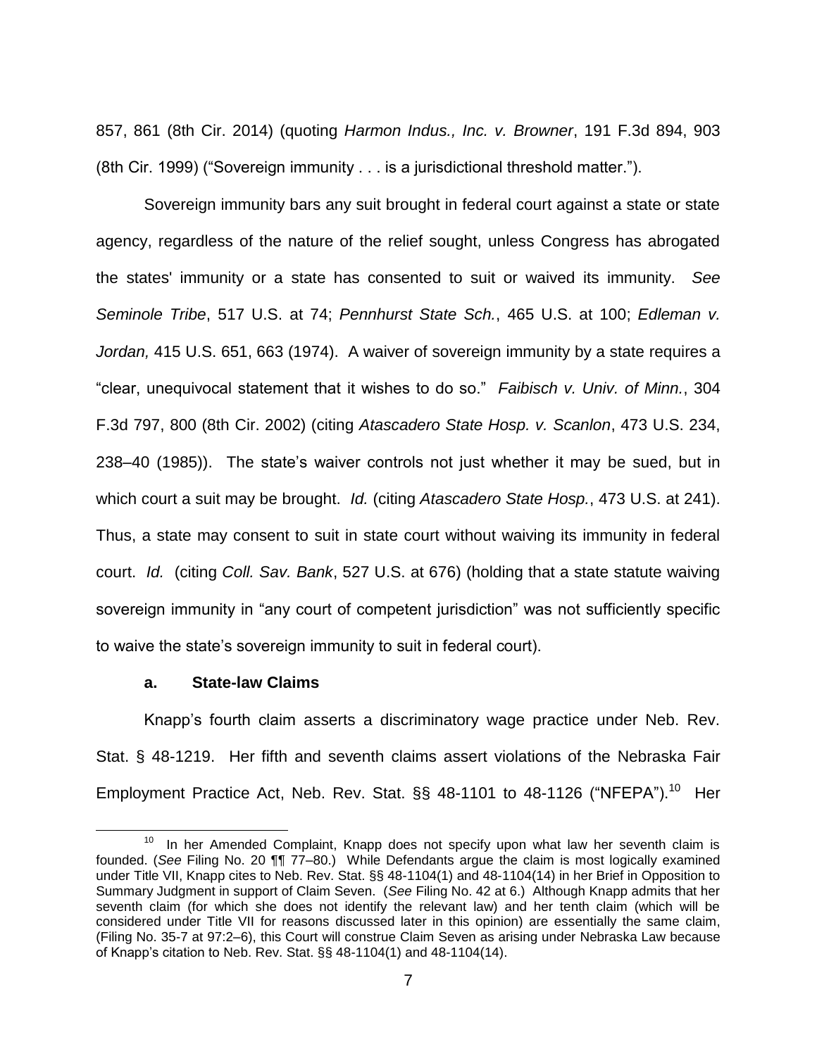857, 861 (8th Cir. 2014) (quoting *Harmon Indus., Inc. v. Browner*, 191 F.3d 894, 903 (8th Cir. 1999) ("Sovereign immunity . . . is a jurisdictional threshold matter.").

Sovereign immunity bars any suit brought in federal court against a state or state agency, regardless of the nature of the relief sought, unless Congress has abrogated the states' immunity or a state has consented to suit or waived its immunity. *See Seminole Tribe*, 517 U.S. at 74; *Pennhurst State Sch.*, 465 U.S. at 100; *Edleman v. Jordan,* 415 U.S. 651, 663 (1974). A waiver of sovereign immunity by a state requires a "clear, unequivocal statement that it wishes to do so." *Faibisch v. Univ. of Minn.*, 304 F.3d 797, 800 (8th Cir. 2002) (citing *Atascadero State Hosp. v. Scanlon*, 473 U.S. 234, 238–40 (1985)). The state's waiver controls not just whether it may be sued, but in which court a suit may be brought. *Id.* (citing *Atascadero State Hosp.*, 473 U.S. at 241). Thus, a state may consent to suit in state court without waiving its immunity in federal court. *Id.* (citing *Coll. Sav. Bank*, 527 U.S. at 676) (holding that a state statute waiving sovereign immunity in "any court of competent jurisdiction" was not sufficiently specific to waive the state's sovereign immunity to suit in federal court).

**a. State-law Claims**

Knapp's fourth claim asserts a discriminatory wage practice under Neb. Rev. Stat. § 48-1219. Her fifth and seventh claims assert violations of the Nebraska Fair Employment Practice Act, Neb. Rev. Stat. §§ 48-1101 to 48-1126 ("NFEPA").[10] Her

[10] In her Amended Complaint, Knapp does not specify upon what law her seventh claim is founded. (*See* Filing No. 20 ¶¶ 77–80.) While Defendants argue the claim is most logically examined under Title VII, Knapp cites to Neb. Rev. Stat. §§ 48-1104(1) and 48-1104(14) in her Brief in Opposition to Summary Judgment in support of Claim Seven. (*See* Filing No. 42 at 6.) Although Knapp admits that her seventh claim (for which she does not identify the relevant law) and her tenth claim (which will be considered under Title VII for reasons discussed later in this opinion) are essentially the same claim, (Filing No. 35-7 at 97:2–6), this Court will construe Claim Seven as arising under Nebraska Law because of Knapp's citation to Neb. Rev. Stat. §§ 48-1104(1) and 48-1104(14).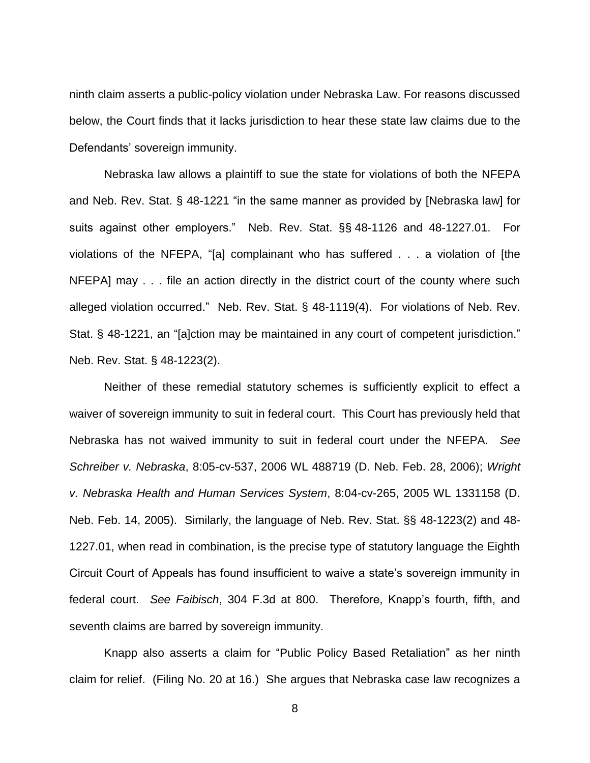ninth claim asserts a public-policy violation under Nebraska Law. For reasons discussed below, the Court finds that it lacks jurisdiction to hear these state law claims due to the Defendants' sovereign immunity.

Nebraska law allows a plaintiff to sue the state for violations of both the NFEPA and Neb. Rev. Stat. § 48-1221 "in the same manner as provided by [Nebraska law] for suits against other employers." Neb. Rev. Stat. §§ 48-1126 and 48-1227.01. For violations of the NFEPA, "[a] complainant who has suffered . . . a violation of [the NFEPA] may . . . file an action directly in the district court of the county where such alleged violation occurred." Neb. Rev. Stat. § 48-1119(4). For violations of Neb. Rev. Stat. § 48-1221, an "[a]ction may be maintained in any court of competent jurisdiction." Neb. Rev. Stat. § 48-1223(2).

Neither of these remedial statutory schemes is sufficiently explicit to effect a waiver of sovereign immunity to suit in federal court. This Court has previously held that Nebraska has not waived immunity to suit in federal court under the NFEPA. *See Schreiber v. Nebraska*, 8:05-cv-537, 2006 WL 488719 (D. Neb. Feb. 28, 2006); *Wright v. Nebraska Health and Human Services System*, 8:04-cv-265, 2005 WL 1331158 (D. Neb. Feb. 14, 2005). Similarly, the language of Neb. Rev. Stat. §§ 48-1223(2) and 48-1227.01, when read in combination, is the precise type of statutory language the Eighth Circuit Court of Appeals has found insufficient to waive a state's sovereign immunity in federal court. *See Faibisch*, 304 F.3d at 800. Therefore, Knapp's fourth, fifth, and seventh claims are barred by sovereign immunity.

Knapp also asserts a claim for "Public Policy Based Retaliation" as her ninth claim for relief. (Filing No. 20 at 16.) She argues that Nebraska case law recognizes a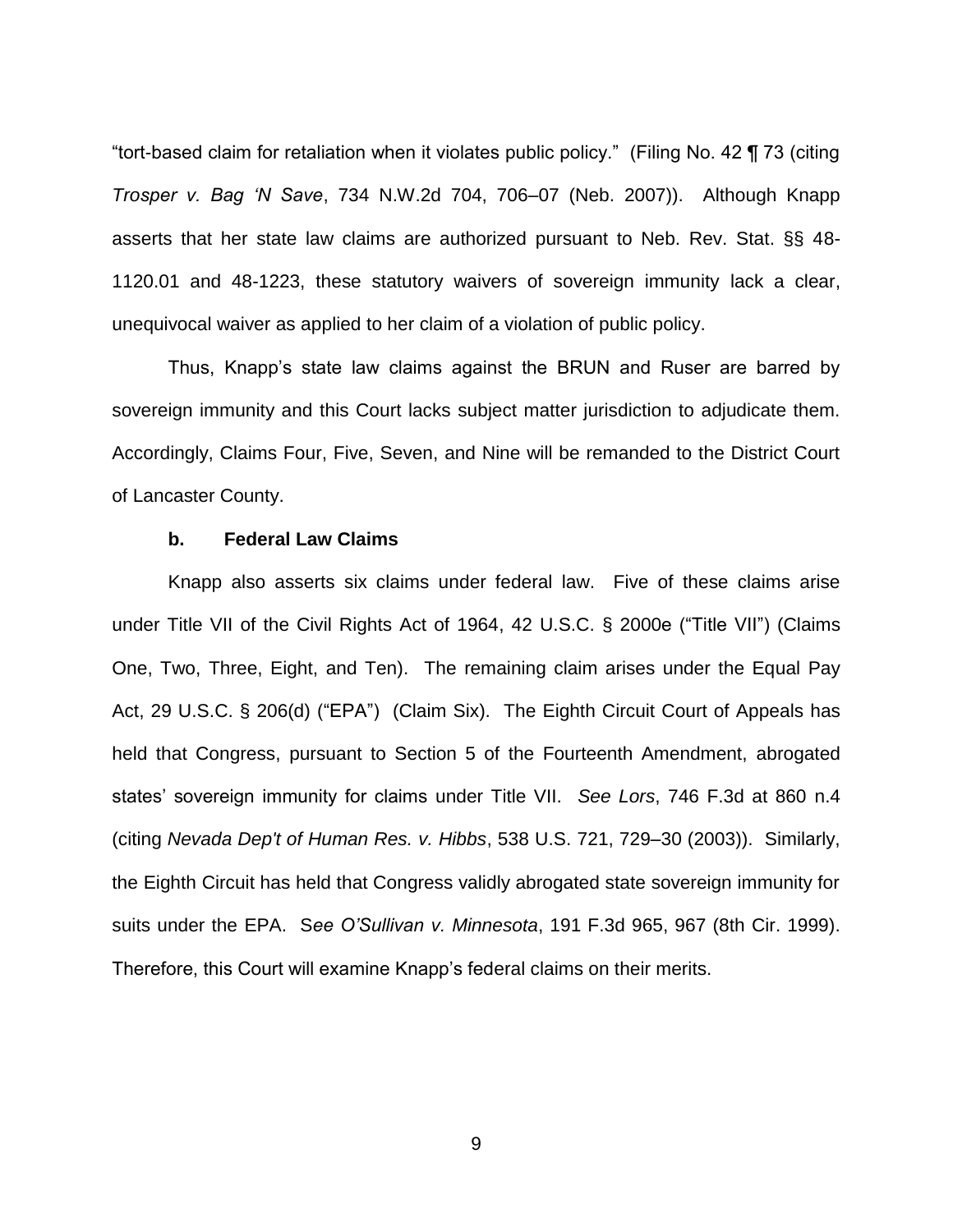"tort-based claim for retaliation when it violates public policy." (Filing No. 42 ¶ 73 (citing *Trosper v. Bag 'N Save*, 734 N.W.2d 704, 706–07 (Neb. 2007)). Although Knapp asserts that her state law claims are authorized pursuant to Neb. Rev. Stat. §§ 48-1120.01 and 48-1223, these statutory waivers of sovereign immunity lack a clear, unequivocal waiver as applied to her claim of a violation of public policy.

Thus, Knapp's state law claims against the BRUN and Ruser are barred by sovereign immunity and this Court lacks subject matter jurisdiction to adjudicate them. Accordingly, Claims Four, Five, Seven, and Nine will be remanded to the District Court of Lancaster County.

**b. Federal Law Claims**

Knapp also asserts six claims under federal law. Five of these claims arise under Title VII of the Civil Rights Act of 1964, 42 U.S.C. § 2000e ("Title VII") (Claims One, Two, Three, Eight, and Ten). The remaining claim arises under the Equal Pay Act, 29 U.S.C. § 206(d) ("EPA") (Claim Six). The Eighth Circuit Court of Appeals has held that Congress, pursuant to Section 5 of the Fourteenth Amendment, abrogated states' sovereign immunity for claims under Title VII. *See Lors*, 746 F.3d at 860 n.4 (citing *Nevada Dep't of Human Res. v. Hibbs*, 538 U.S. 721, 729–30 (2003)). Similarly, the Eighth Circuit has held that Congress validly abrogated state sovereign immunity for suits under the EPA. S*ee O'Sullivan v. Minnesota*, 191 F.3d 965, 967 (8th Cir. 1999). Therefore, this Court will examine Knapp's federal claims on their merits.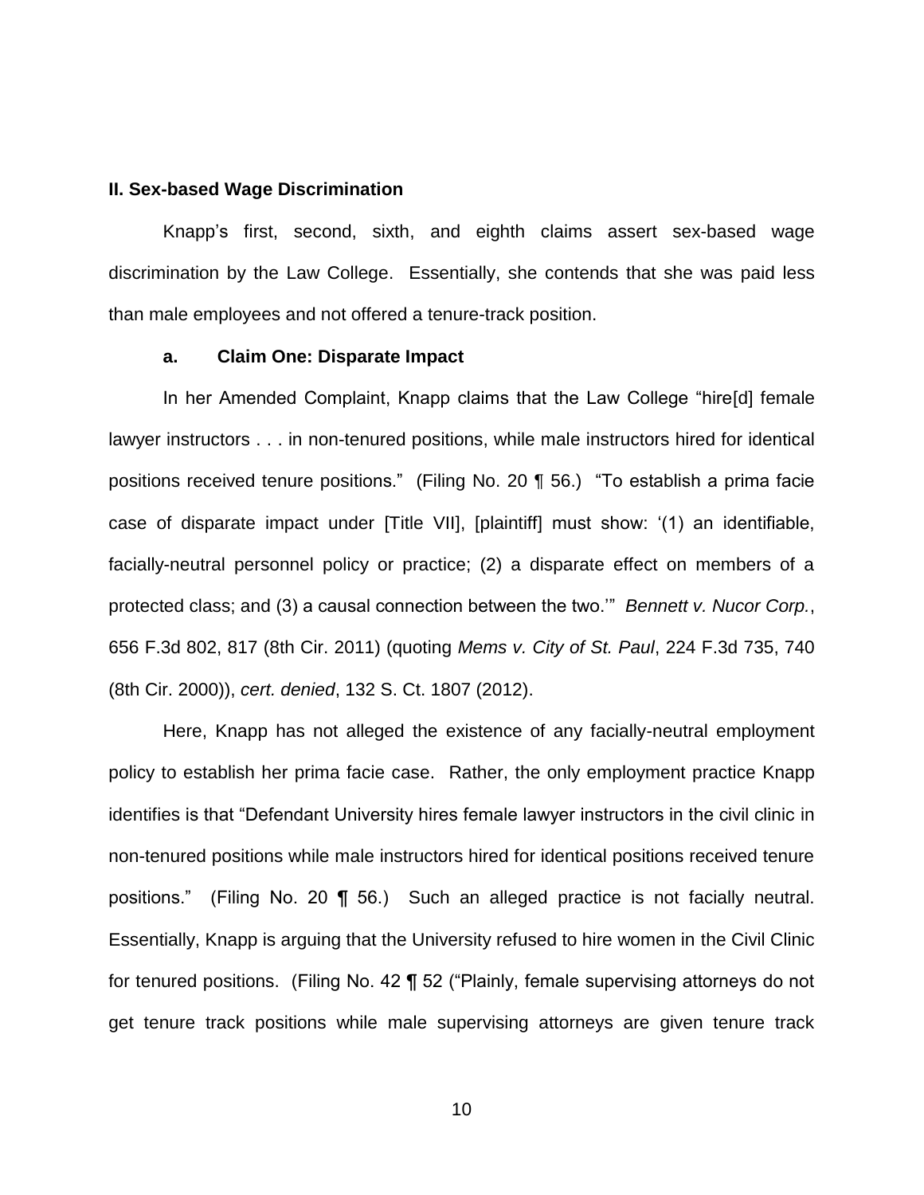**II. Sex-based Wage Discrimination**

Knapp's first, second, sixth, and eighth claims assert sex-based wage discrimination by the Law College. Essentially, she contends that she was paid less than male employees and not offered a tenure-track position.

**a. Claim One: Disparate Impact**

In her Amended Complaint, Knapp claims that the Law College "hire[d] female lawyer instructors . . . in non-tenured positions, while male instructors hired for identical positions received tenure positions." (Filing No. 20 ¶ 56.) "To establish a prima facie case of disparate impact under [Title VII], [plaintiff] must show: '(1) an identifiable, facially-neutral personnel policy or practice; (2) a disparate effect on members of a protected class; and (3) a causal connection between the two.'" *Bennett v. Nucor Corp.*, 656 F.3d 802, 817 (8th Cir. 2011) (quoting *Mems v. City of St. Paul*, 224 F.3d 735, 740 (8th Cir. 2000)), *cert. denied*, 132 S. Ct. 1807 (2012).

Here, Knapp has not alleged the existence of any facially-neutral employment policy to establish her prima facie case. Rather, the only employment practice Knapp identifies is that "Defendant University hires female lawyer instructors in the civil clinic in non-tenured positions while male instructors hired for identical positions received tenure positions." (Filing No. 20 ¶ 56.) Such an alleged practice is not facially neutral. Essentially, Knapp is arguing that the University refused to hire women in the Civil Clinic for tenured positions. (Filing No. 42 ¶ 52 ("Plainly, female supervising attorneys do not get tenure track positions while male supervising attorneys are given tenure track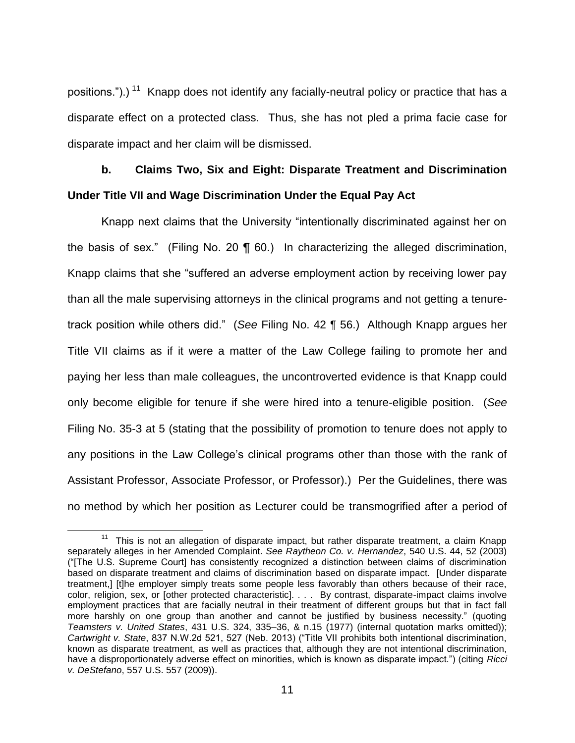positions.").)[11] Knapp does not identify any facially-neutral policy or practice that has a disparate effect on a protected class. Thus, she has not pled a prima facie case for disparate impact and her claim will be dismissed.

**b. Claims Two, Six and Eight: Disparate Treatment and Discrimination Under Title VII and Wage Discrimination Under the Equal Pay Act**

Knapp next claims that the University "intentionally discriminated against her on the basis of sex." (Filing No. 20 ¶ 60.) In characterizing the alleged discrimination, Knapp claims that she "suffered an adverse employment action by receiving lower pay than all the male supervising attorneys in the clinical programs and not getting a tenure-track position while others did." (*See* Filing No. 42 ¶ 56.) Although Knapp argues her Title VII claims as if it were a matter of the Law College failing to promote her and paying her less than male colleagues, the uncontroverted evidence is that Knapp could only become eligible for tenure if she were hired into a tenure-eligible position. (*See* Filing No. 35-3 at 5 (stating that the possibility of promotion to tenure does not apply to any positions in the Law College's clinical programs other than those with the rank of Assistant Professor, Associate Professor, or Professor).) Per the Guidelines, there was no method by which her position as Lecturer could be transmogrified after a period of

---

[11] This is not an allegation of disparate impact, but rather disparate treatment, a claim Knapp separately alleges in her Amended Complaint. *See Raytheon Co. v. Hernandez*, 540 U.S. 44, 52 (2003) ("[The U.S. Supreme Court] has consistently recognized a distinction between claims of discrimination based on disparate treatment and claims of discrimination based on disparate impact. [Under disparate treatment,] [t]he employer simply treats some people less favorably than others because of their race, color, religion, sex, or [other protected characteristic]. . . . By contrast, disparate-impact claims involve employment practices that are facially neutral in their treatment of different groups but that in fact fall more harshly on one group than another and cannot be justified by business necessity." (quoting *Teamsters v. United States*, 431 U.S. 324, 335–36, & n.15 (1977) (internal quotation marks omitted)); *Cartwright v. State*, 837 N.W.2d 521, 527 (Neb. 2013) ("Title VII prohibits both intentional discrimination, known as disparate treatment, as well as practices that, although they are not intentional discrimination, have a disproportionately adverse effect on minorities, which is known as disparate impact.") (citing *Ricci v. DeStefano*, 557 U.S. 557 (2009)).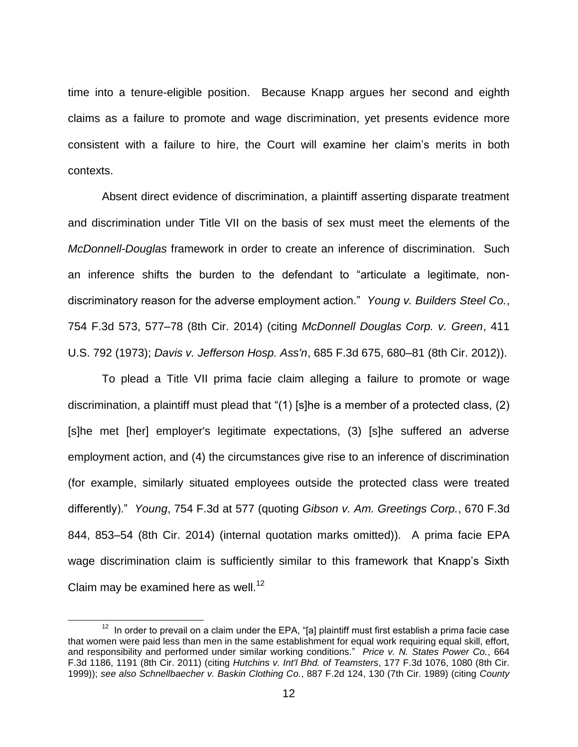time into a tenure-eligible position. Because Knapp argues her second and eighth claims as a failure to promote and wage discrimination, yet presents evidence more consistent with a failure to hire, the Court will examine her claim's merits in both contexts.

Absent direct evidence of discrimination, a plaintiff asserting disparate treatment and discrimination under Title VII on the basis of sex must meet the elements of the *McDonnell-Douglas* framework in order to create an inference of discrimination. Such an inference shifts the burden to the defendant to "articulate a legitimate, non-discriminatory reason for the adverse employment action." *Young v. Builders Steel Co.*, 754 F.3d 573, 577–78 (8th Cir. 2014) (citing *McDonnell Douglas Corp. v. Green*, 411 U.S. 792 (1973); *Davis v. Jefferson Hosp. Ass'n*, 685 F.3d 675, 680–81 (8th Cir. 2012)).

To plead a Title VII prima facie claim alleging a failure to promote or wage discrimination, a plaintiff must plead that "(1) [s]he is a member of a protected class, (2) [s]he met [her] employer's legitimate expectations, (3) [s]he suffered an adverse employment action, and (4) the circumstances give rise to an inference of discrimination (for example, similarly situated employees outside the protected class were treated differently)." *Young*, 754 F.3d at 577 (quoting *Gibson v. Am. Greetings Corp.*, 670 F.3d 844, 853–54 (8th Cir. 2014) (internal quotation marks omitted)). A prima facie EPA wage discrimination claim is sufficiently similar to this framework that Knapp's Sixth Claim may be examined here as well.[12]

[12] In order to prevail on a claim under the EPA, "[a] plaintiff must first establish a prima facie case that women were paid less than men in the same establishment for equal work requiring equal skill, effort, and responsibility and performed under similar working conditions." *Price v. N. States Power Co.*, 664 F.3d 1186, 1191 (8th Cir. 2011) (citing *Hutchins v. Int'l Bhd. of Teamsters*, 177 F.3d 1076, 1080 (8th Cir. 1999)); *see also Schnellbaecher v. Baskin Clothing Co.*, 887 F.2d 124, 130 (7th Cir. 1989) (citing *County*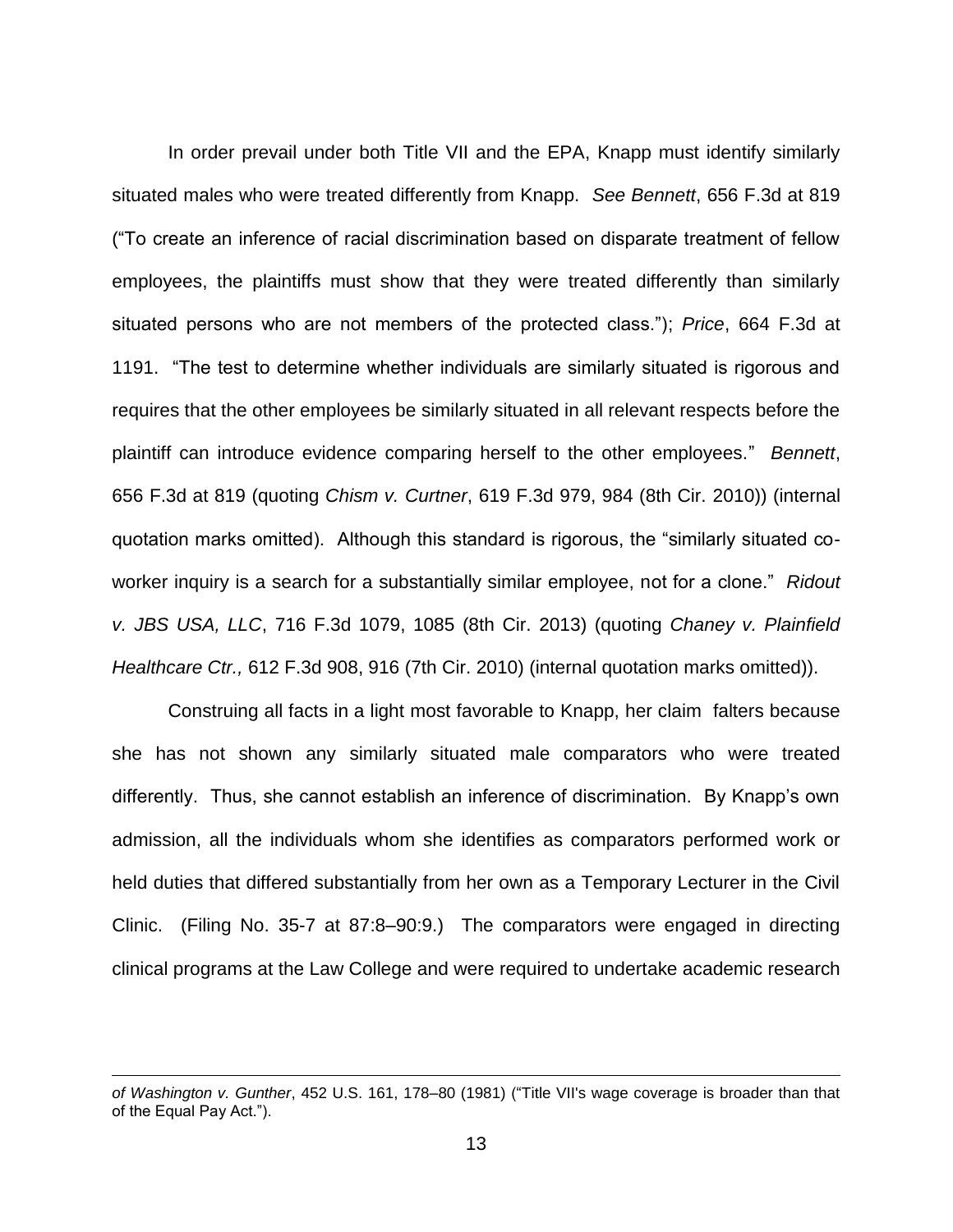In order prevail under both Title VII and the EPA, Knapp must identify similarly situated males who were treated differently from Knapp. *See Bennett*, 656 F.3d at 819 ("To create an inference of racial discrimination based on disparate treatment of fellow employees, the plaintiffs must show that they were treated differently than similarly situated persons who are not members of the protected class."); *Price*, 664 F.3d at 1191. "The test to determine whether individuals are similarly situated is rigorous and requires that the other employees be similarly situated in all relevant respects before the plaintiff can introduce evidence comparing herself to the other employees." *Bennett*, 656 F.3d at 819 (quoting *Chism v. Curtner*, 619 F.3d 979, 984 (8th Cir. 2010)) (internal quotation marks omitted). Although this standard is rigorous, the "similarly situated co-worker inquiry is a search for a substantially similar employee, not for a clone." *Ridout v. JBS USA, LLC*, 716 F.3d 1079, 1085 (8th Cir. 2013) (quoting *Chaney v. Plainfield Healthcare Ctr.,* 612 F.3d 908, 916 (7th Cir. 2010) (internal quotation marks omitted)).

Construing all facts in a light most favorable to Knapp, her claim falters because she has not shown any similarly situated male comparators who were treated differently. Thus, she cannot establish an inference of discrimination. By Knapp's own admission, all the individuals whom she identifies as comparators performed work or held duties that differed substantially from her own as a Temporary Lecturer in the Civil Clinic. (Filing No. 35-7 at 87:8–90:9.) The comparators were engaged in directing clinical programs at the Law College and were required to undertake academic research

---

*of Washington v. Gunther*, 452 U.S. 161, 178–80 (1981) ("Title VII's wage coverage is broader than that of the Equal Pay Act.").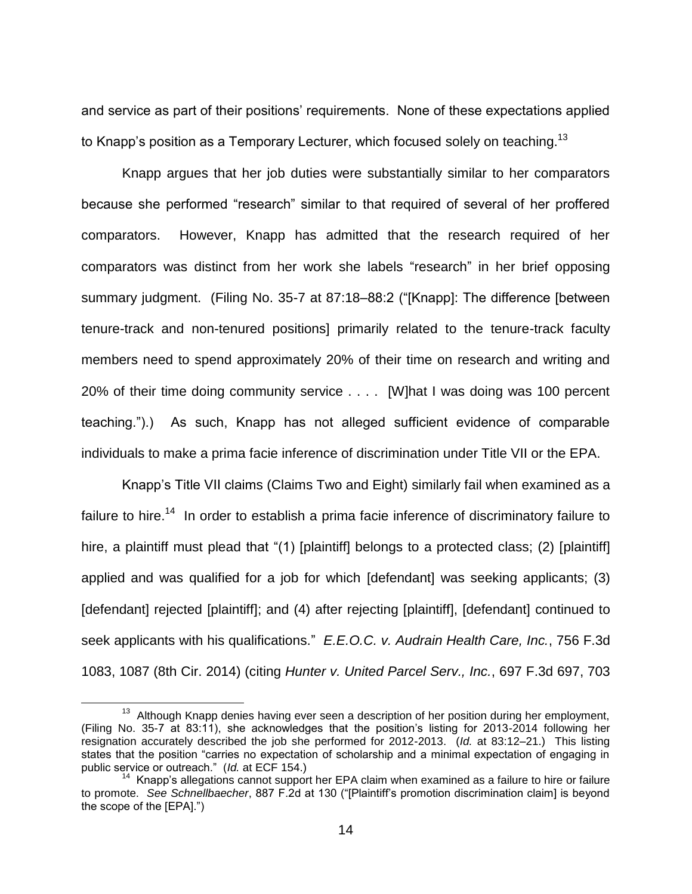and service as part of their positions' requirements. None of these expectations applied to Knapp's position as a Temporary Lecturer, which focused solely on teaching.[13]

Knapp argues that her job duties were substantially similar to her comparators because she performed "research" similar to that required of several of her proffered comparators. However, Knapp has admitted that the research required of her comparators was distinct from her work she labels "research" in her brief opposing summary judgment. (Filing No. 35-7 at 87:18–88:2 ("[Knapp]: The difference [between tenure-track and non-tenured positions] primarily related to the tenure-track faculty members need to spend approximately 20% of their time on research and writing and 20% of their time doing community service . . . . [W]hat I was doing was 100 percent teaching.").) As such, Knapp has not alleged sufficient evidence of comparable individuals to make a prima facie inference of discrimination under Title VII or the EPA.

Knapp's Title VII claims (Claims Two and Eight) similarly fail when examined as a failure to hire.[14] In order to establish a prima facie inference of discriminatory failure to hire, a plaintiff must plead that "(1) [plaintiff] belongs to a protected class; (2) [plaintiff] applied and was qualified for a job for which [defendant] was seeking applicants; (3) [defendant] rejected [plaintiff]; and (4) after rejecting [plaintiff], [defendant] continued to seek applicants with his qualifications." *E.E.O.C. v. Audrain Health Care, Inc.*, 756 F.3d 1083, 1087 (8th Cir. 2014) (citing *Hunter v. United Parcel Serv., Inc.*, 697 F.3d 697, 703

---

[13] Although Knapp denies having ever seen a description of her position during her employment, (Filing No. 35-7 at 83:11), she acknowledges that the position's listing for 2013-2014 following her resignation accurately described the job she performed for 2012-2013. (*Id.* at 83:12–21.) This listing states that the position "carries no expectation of scholarship and a minimal expectation of engaging in public service or outreach." (*Id.* at ECF 154.)

[14] Knapp's allegations cannot support her EPA claim when examined as a failure to hire or failure to promote. *See Schnellbaecher*, 887 F.2d at 130 ("[Plaintiff's promotion discrimination claim] is beyond the scope of the [EPA].")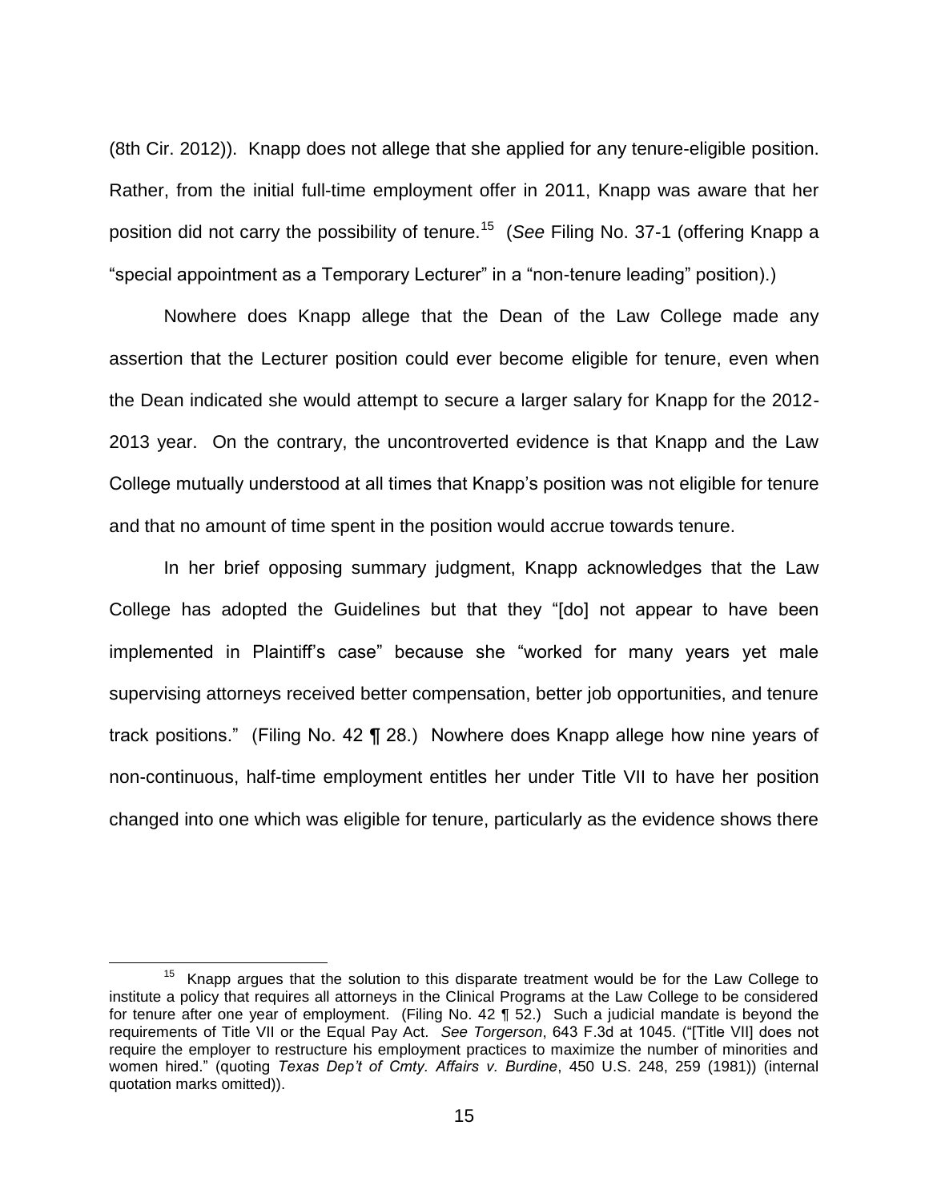(8th Cir. 2012)). Knapp does not allege that she applied for any tenure-eligible position. Rather, from the initial full-time employment offer in 2011, Knapp was aware that her position did not carry the possibility of tenure.[15] (*See* Filing No. 37-1 (offering Knapp a "special appointment as a Temporary Lecturer" in a "non-tenure leading" position).)

Nowhere does Knapp allege that the Dean of the Law College made any assertion that the Lecturer position could ever become eligible for tenure, even when the Dean indicated she would attempt to secure a larger salary for Knapp for the 2012-2013 year. On the contrary, the uncontroverted evidence is that Knapp and the Law College mutually understood at all times that Knapp's position was not eligible for tenure and that no amount of time spent in the position would accrue towards tenure.

In her brief opposing summary judgment, Knapp acknowledges that the Law College has adopted the Guidelines but that they "[do] not appear to have been implemented in Plaintiff's case" because she "worked for many years yet male supervising attorneys received better compensation, better job opportunities, and tenure track positions." (Filing No. 42 ¶ 28.) Nowhere does Knapp allege how nine years of non-continuous, half-time employment entitles her under Title VII to have her position changed into one which was eligible for tenure, particularly as the evidence shows there

---

[15] Knapp argues that the solution to this disparate treatment would be for the Law College to institute a policy that requires all attorneys in the Clinical Programs at the Law College to be considered for tenure after one year of employment. (Filing No. 42 ¶ 52.) Such a judicial mandate is beyond the requirements of Title VII or the Equal Pay Act. *See Torgerson*, 643 F.3d at 1045. ("[Title VII] does not require the employer to restructure his employment practices to maximize the number of minorities and women hired." (quoting *Texas Dep't of Cmty. Affairs v. Burdine*, 450 U.S. 248, 259 (1981)) (internal quotation marks omitted)).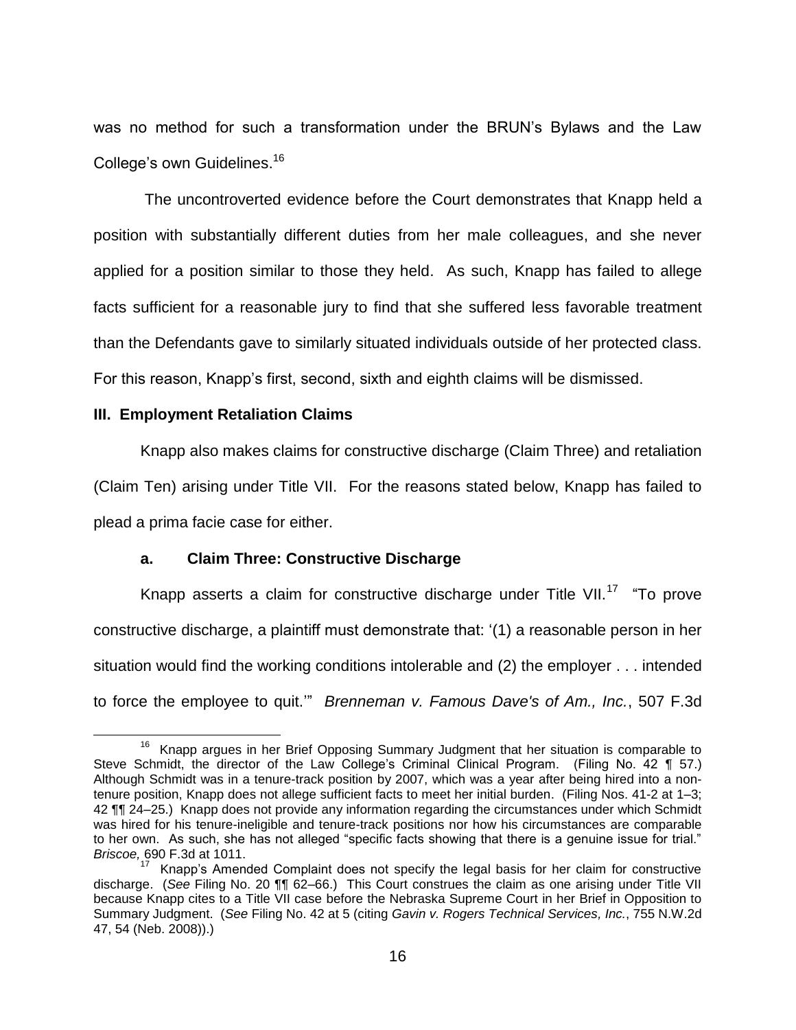was no method for such a transformation under the BRUN's Bylaws and the Law College's own Guidelines.[16]

The uncontroverted evidence before the Court demonstrates that Knapp held a position with substantially different duties from her male colleagues, and she never applied for a position similar to those they held. As such, Knapp has failed to allege facts sufficient for a reasonable jury to find that she suffered less favorable treatment than the Defendants gave to similarly situated individuals outside of her protected class. For this reason, Knapp's first, second, sixth and eighth claims will be dismissed.

### III. Employment Retaliation Claims

Knapp also makes claims for constructive discharge (Claim Three) and retaliation (Claim Ten) arising under Title VII. For the reasons stated below, Knapp has failed to plead a prima facie case for either.

#### a. Claim Three: Constructive Discharge

Knapp asserts a claim for constructive discharge under Title VII.[17] "To prove constructive discharge, a plaintiff must demonstrate that: '(1) a reasonable person in her situation would find the working conditions intolerable and (2) the employer . . . intended to force the employee to quit.'" *Brenneman v. Famous Dave's of Am., Inc.*, 507 F.3d

---

[16] Knapp argues in her Brief Opposing Summary Judgment that her situation is comparable to Steve Schmidt, the director of the Law College's Criminal Clinical Program. (Filing No. 42 ¶ 57.) Although Schmidt was in a tenure-track position by 2007, which was a year after being hired into a non-tenure position, Knapp does not allege sufficient facts to meet her initial burden. (Filing Nos. 41-2 at 1–3; 42 ¶¶ 24–25.) Knapp does not provide any information regarding the circumstances under which Schmidt was hired for his tenure-ineligible and tenure-track positions nor how his circumstances are comparable to her own. As such, she has not alleged "specific facts showing that there is a genuine issue for trial." *Briscoe,* 690 F.3d at 1011.

[17] Knapp's Amended Complaint does not specify the legal basis for her claim for constructive discharge. (*See* Filing No. 20 ¶¶ 62–66.) This Court construes the claim as one arising under Title VII because Knapp cites to a Title VII case before the Nebraska Supreme Court in her Brief in Opposition to Summary Judgment. (*See* Filing No. 42 at 5 (citing *Gavin v. Rogers Technical Services, Inc.*, 755 N.W.2d 47, 54 (Neb. 2008)).)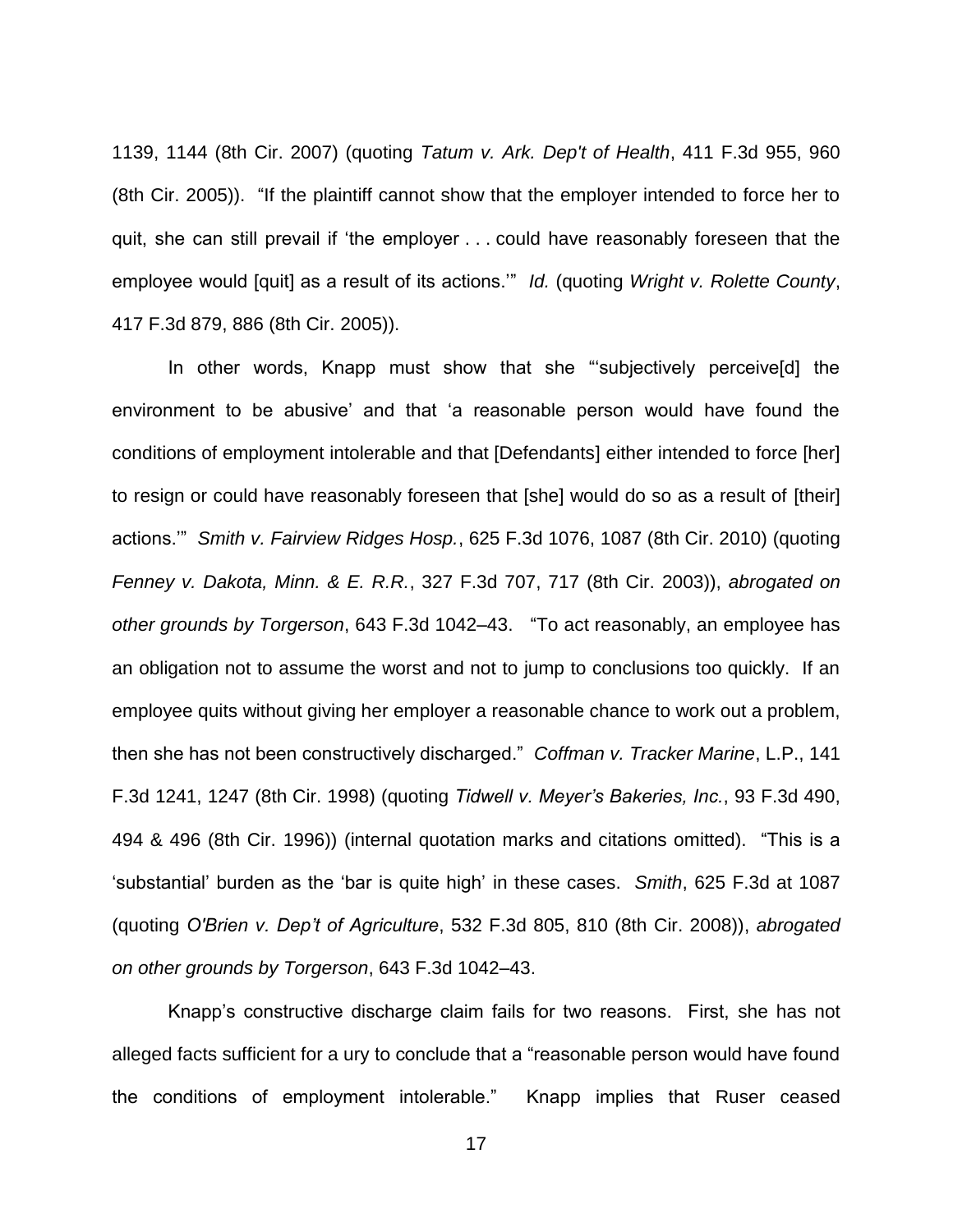1139, 1144 (8th Cir. 2007) (quoting *Tatum v. Ark. Dep't of Health*, 411 F.3d 955, 960 (8th Cir. 2005)). "If the plaintiff cannot show that the employer intended to force her to quit, she can still prevail if 'the employer . . . could have reasonably foreseen that the employee would [quit] as a result of its actions.'" *Id.* (quoting *Wright v. Rolette County*, 417 F.3d 879, 886 (8th Cir. 2005)).

In other words, Knapp must show that she "'subjectively perceive[d] the environment to be abusive' and that 'a reasonable person would have found the conditions of employment intolerable and that [Defendants] either intended to force [her] to resign or could have reasonably foreseen that [she] would do so as a result of [their] actions.'" *Smith v. Fairview Ridges Hosp.*, 625 F.3d 1076, 1087 (8th Cir. 2010) (quoting *Fenney v. Dakota, Minn. & E. R.R.*, 327 F.3d 707, 717 (8th Cir. 2003)), *abrogated on other grounds by Torgerson*, 643 F.3d 1042–43. "To act reasonably, an employee has an obligation not to assume the worst and not to jump to conclusions too quickly. If an employee quits without giving her employer a reasonable chance to work out a problem, then she has not been constructively discharged." *Coffman v. Tracker Marine*, L.P., 141 F.3d 1241, 1247 (8th Cir. 1998) (quoting *Tidwell v. Meyer's Bakeries, Inc.*, 93 F.3d 490, 494 & 496 (8th Cir. 1996)) (internal quotation marks and citations omitted). "This is a 'substantial' burden as the 'bar is quite high' in these cases. *Smith*, 625 F.3d at 1087 (quoting *O'Brien v. Dep't of Agriculture*, 532 F.3d 805, 810 (8th Cir. 2008)), *abrogated on other grounds by Torgerson*, 643 F.3d 1042–43.

Knapp's constructive discharge claim fails for two reasons. First, she has not alleged facts sufficient for a ury to conclude that a "reasonable person would have found the conditions of employment intolerable." Knapp implies that Ruser ceased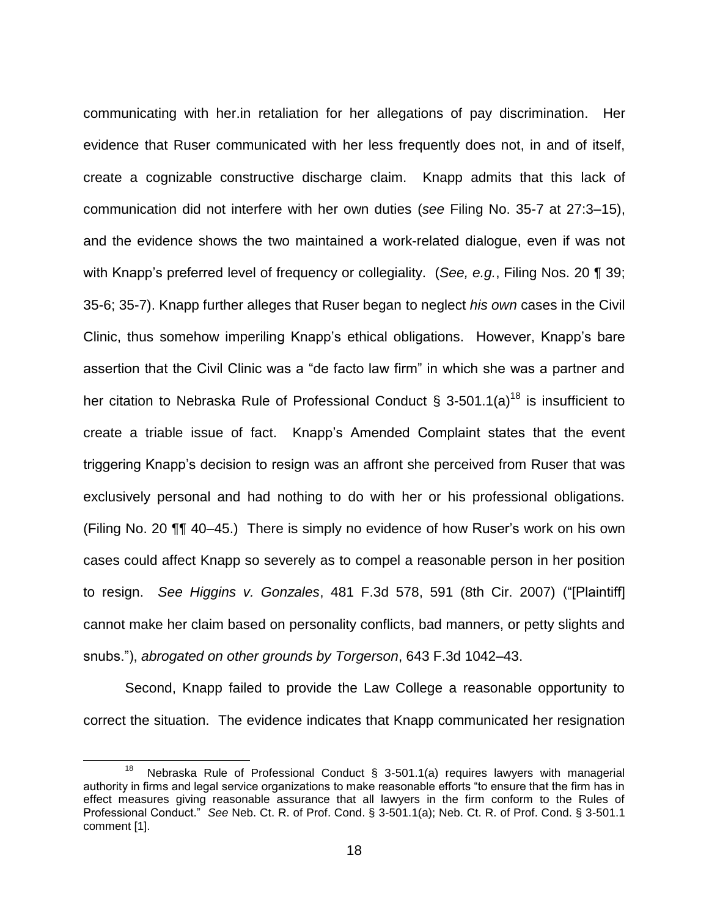communicating with her.in retaliation for her allegations of pay discrimination. Her evidence that Ruser communicated with her less frequently does not, in and of itself, create a cognizable constructive discharge claim. Knapp admits that this lack of communication did not interfere with her own duties (*see* Filing No. 35-7 at 27:3–15), and the evidence shows the two maintained a work-related dialogue, even if was not with Knapp's preferred level of frequency or collegiality. (*See, e.g.*, Filing Nos. 20 ¶ 39; 35-6; 35-7). Knapp further alleges that Ruser began to neglect *his own* cases in the Civil Clinic, thus somehow imperiling Knapp's ethical obligations. However, Knapp's bare assertion that the Civil Clinic was a "de facto law firm" in which she was a partner and her citation to Nebraska Rule of Professional Conduct § 3-501.1(a)[18] is insufficient to create a triable issue of fact. Knapp's Amended Complaint states that the event triggering Knapp's decision to resign was an affront she perceived from Ruser that was exclusively personal and had nothing to do with her or his professional obligations. (Filing No. 20 ¶¶ 40–45.) There is simply no evidence of how Ruser's work on his own cases could affect Knapp so severely as to compel a reasonable person in her position to resign. *See Higgins v. Gonzales*, 481 F.3d 578, 591 (8th Cir. 2007) ("[Plaintiff] cannot make her claim based on personality conflicts, bad manners, or petty slights and snubs."), *abrogated on other grounds by Torgerson*, 643 F.3d 1042–43.

Second, Knapp failed to provide the Law College a reasonable opportunity to correct the situation. The evidence indicates that Knapp communicated her resignation

---

[18] Nebraska Rule of Professional Conduct § 3-501.1(a) requires lawyers with managerial authority in firms and legal service organizations to make reasonable efforts "to ensure that the firm has in effect measures giving reasonable assurance that all lawyers in the firm conform to the Rules of Professional Conduct." *See* Neb. Ct. R. of Prof. Cond. § 3-501.1(a); Neb. Ct. R. of Prof. Cond. § 3-501.1 comment [1].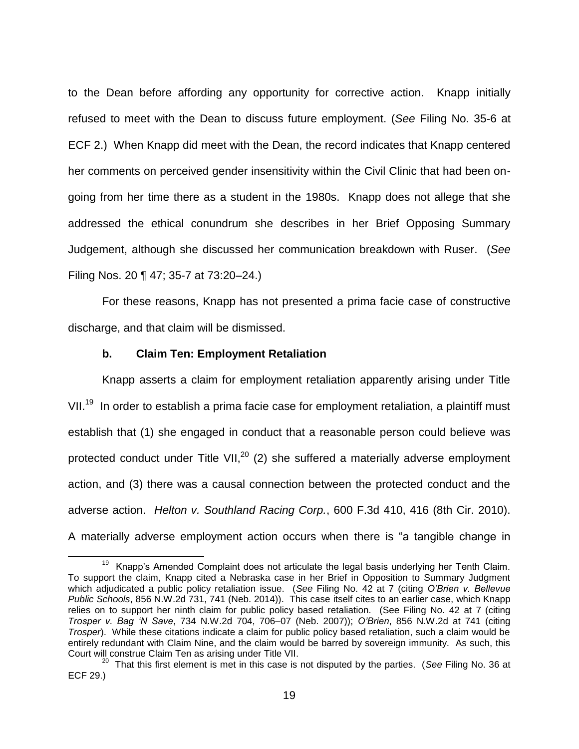to the Dean before affording any opportunity for corrective action. Knapp initially refused to meet with the Dean to discuss future employment. (*See* Filing No. 35-6 at ECF 2.) When Knapp did meet with the Dean, the record indicates that Knapp centered her comments on perceived gender insensitivity within the Civil Clinic that had been on-going from her time there as a student in the 1980s. Knapp does not allege that she addressed the ethical conundrum she describes in her Brief Opposing Summary Judgement, although she discussed her communication breakdown with Ruser. (*See* Filing Nos. 20 ¶ 47; 35-7 at 73:20–24.)

For these reasons, Knapp has not presented a prima facie case of constructive discharge, and that claim will be dismissed.

**b. Claim Ten: Employment Retaliation**

Knapp asserts a claim for employment retaliation apparently arising under Title VII.[19] In order to establish a prima facie case for employment retaliation, a plaintiff must establish that (1) she engaged in conduct that a reasonable person could believe was protected conduct under Title VII,[20] (2) she suffered a materially adverse employment action, and (3) there was a causal connection between the protected conduct and the adverse action. *Helton v. Southland Racing Corp.*, 600 F.3d 410, 416 (8th Cir. 2010). A materially adverse employment action occurs when there is "a tangible change in

---

[19] Knapp's Amended Complaint does not articulate the legal basis underlying her Tenth Claim. To support the claim, Knapp cited a Nebraska case in her Brief in Opposition to Summary Judgment which adjudicated a public policy retaliation issue. (*See* Filing No. 42 at 7 (citing *O'Brien v. Bellevue Public Schools*, 856 N.W.2d 731, 741 (Neb. 2014)). This case itself cites to an earlier case, which Knapp relies on to support her ninth claim for public policy based retaliation. (See Filing No. 42 at 7 (citing *Trosper v. Bag 'N Save*, 734 N.W.2d 704, 706–07 (Neb. 2007)); *O'Brien*, 856 N.W.2d at 741 (citing *Trosper*). While these citations indicate a claim for public policy based retaliation, such a claim would be entirely redundant with Claim Nine, and the claim would be barred by sovereign immunity. As such, this Court will construe Claim Ten as arising under Title VII.

[20] That this first element is met in this case is not disputed by the parties. (*See* Filing No. 36 at ECF 29.)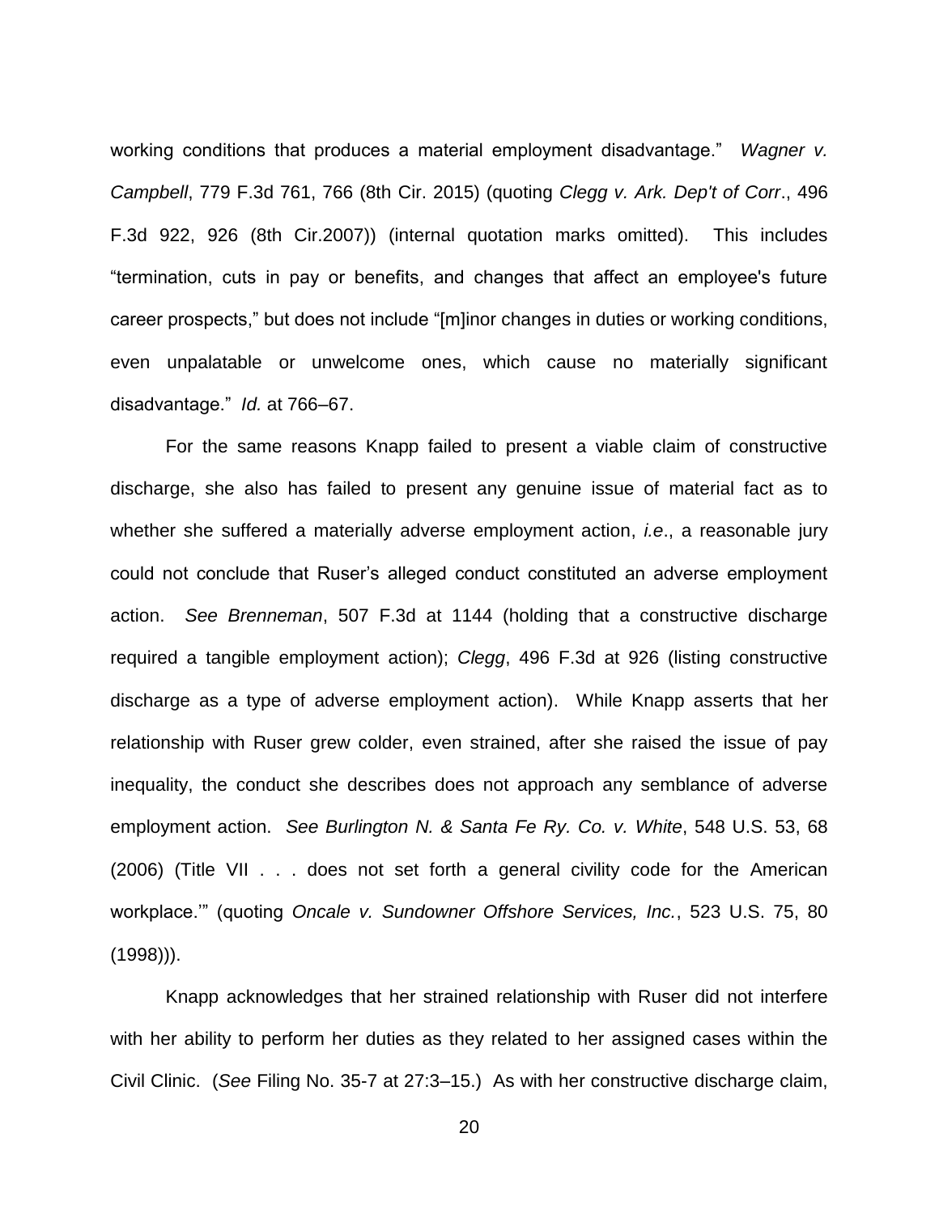working conditions that produces a material employment disadvantage." *Wagner v. Campbell*, 779 F.3d 761, 766 (8th Cir. 2015) (quoting *Clegg v. Ark. Dep't of Corr*., 496 F.3d 922, 926 (8th Cir.2007)) (internal quotation marks omitted). This includes "termination, cuts in pay or benefits, and changes that affect an employee's future career prospects," but does not include "[m]inor changes in duties or working conditions, even unpalatable or unwelcome ones, which cause no materially significant disadvantage." *Id.* at 766–67.

For the same reasons Knapp failed to present a viable claim of constructive discharge, she also has failed to present any genuine issue of material fact as to whether she suffered a materially adverse employment action, *i.e*., a reasonable jury could not conclude that Ruser's alleged conduct constituted an adverse employment action. *See Brenneman*, 507 F.3d at 1144 (holding that a constructive discharge required a tangible employment action); *Clegg*, 496 F.3d at 926 (listing constructive discharge as a type of adverse employment action). While Knapp asserts that her relationship with Ruser grew colder, even strained, after she raised the issue of pay inequality, the conduct she describes does not approach any semblance of adverse employment action. *See Burlington N. & Santa Fe Ry. Co. v. White*, 548 U.S. 53, 68 (2006) (Title VII . . . does not set forth a general civility code for the American workplace.'" (quoting *Oncale v. Sundowner Offshore Services, Inc.*, 523 U.S. 75, 80 (1998))).

Knapp acknowledges that her strained relationship with Ruser did not interfere with her ability to perform her duties as they related to her assigned cases within the Civil Clinic. (*See* Filing No. 35-7 at 27:3–15.) As with her constructive discharge claim,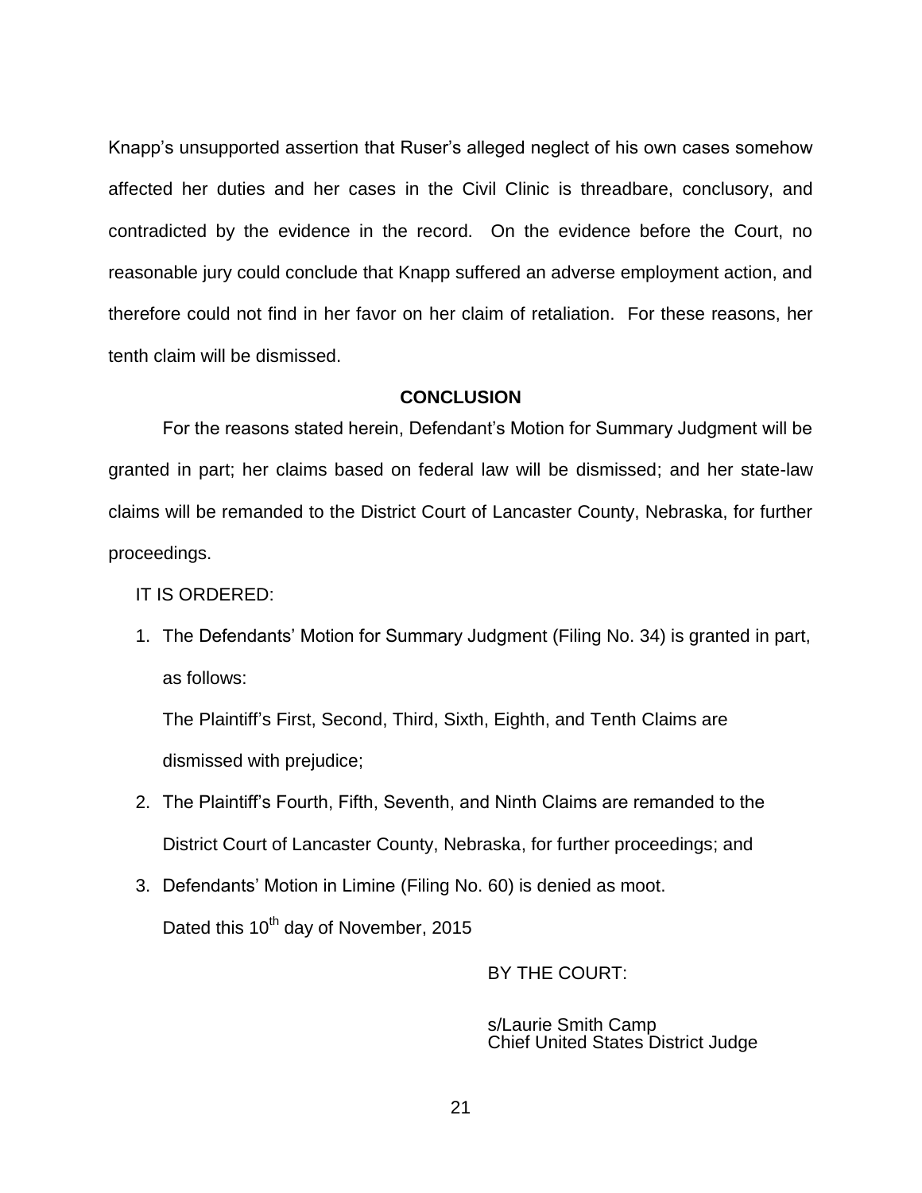Knapp's unsupported assertion that Ruser's alleged neglect of his own cases somehow affected her duties and her cases in the Civil Clinic is threadbare, conclusory, and contradicted by the evidence in the record. On the evidence before the Court, no reasonable jury could conclude that Knapp suffered an adverse employment action, and therefore could not find in her favor on her claim of retaliation. For these reasons, her tenth claim will be dismissed.

## CONCLUSION

For the reasons stated herein, Defendant's Motion for Summary Judgment will be granted in part; her claims based on federal law will be dismissed; and her state-law claims will be remanded to the District Court of Lancaster County, Nebraska, for further proceedings.

IT IS ORDERED:

1. The Defendants' Motion for Summary Judgment (Filing No. 34) is granted in part, as follows:

   The Plaintiff's First, Second, Third, Sixth, Eighth, and Tenth Claims are dismissed with prejudice;

2. The Plaintiff's Fourth, Fifth, Seventh, and Ninth Claims are remanded to the District Court of Lancaster County, Nebraska, for further proceedings; and

3. Defendants' Motion in Limine (Filing No. 60) is denied as moot.

   Dated this 10th day of November, 2015

BY THE COURT:

s/Laurie Smith Camp
Chief United States District Judge